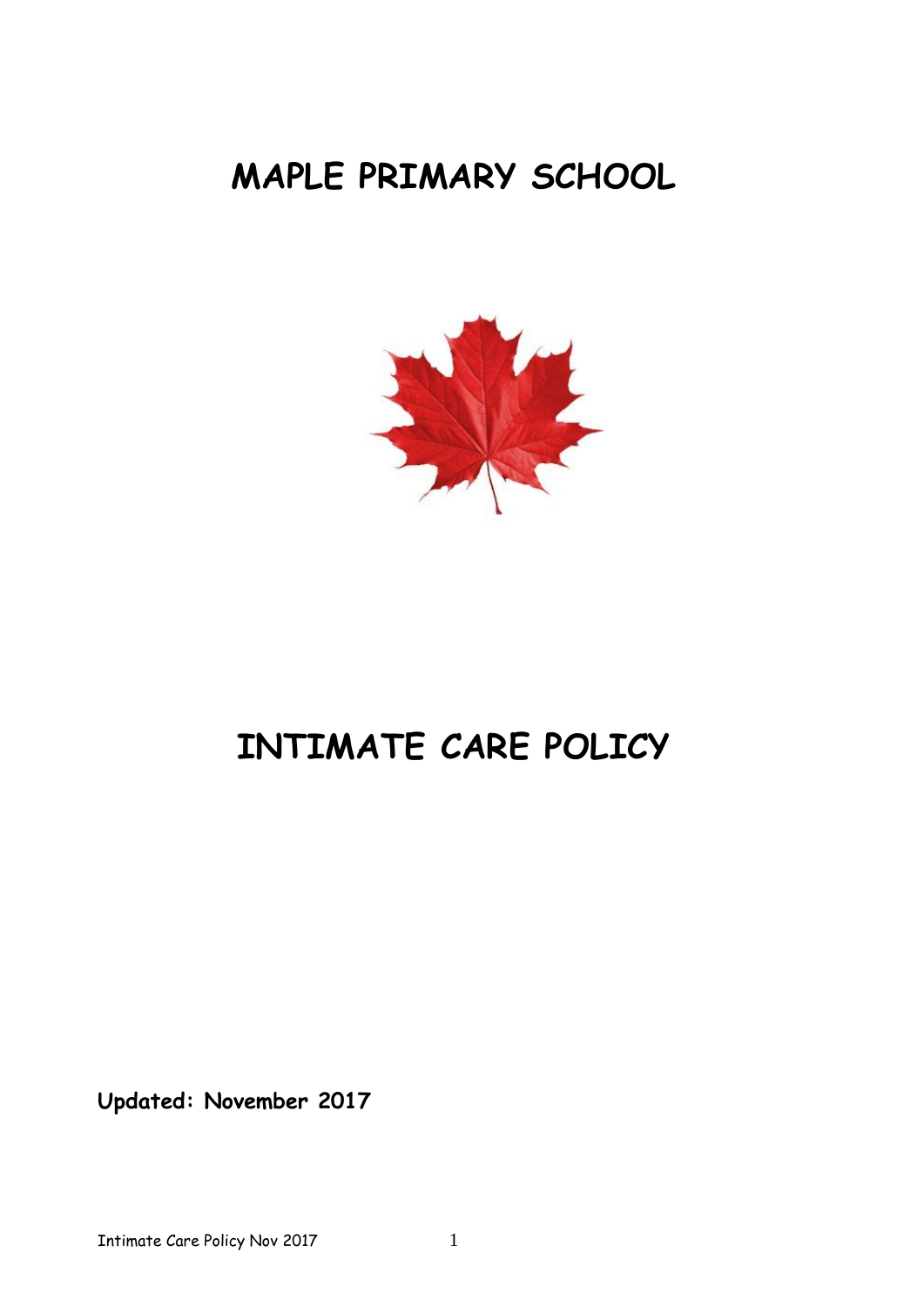# MAPLE PRIMARY SCHOOL

# INTIMATE CARE POLICY

**Updated: November 2017**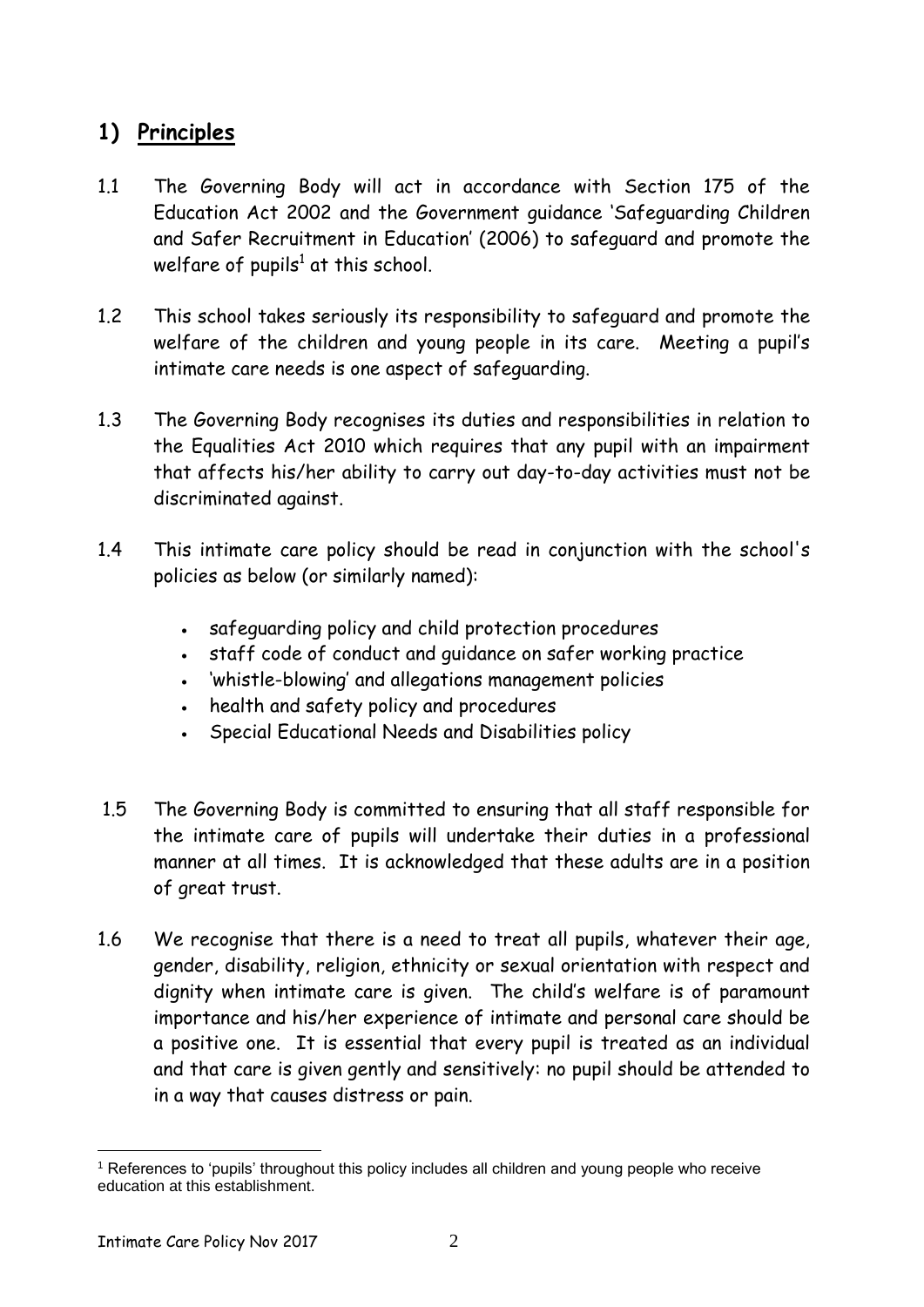## 1) Principles

1.1 The Governing Body will act in accordance with Section 175 of the Education Act 2002 and the Government guidance 'Safeguarding Children and Safer Recruitment in Education' (2006) to safeguard and promote the welfare of pupils[1] at this school.

1.2 This school takes seriously its responsibility to safeguard and promote the welfare of the children and young people in its care. Meeting a pupil's intimate care needs is one aspect of safeguarding.

1.3 The Governing Body recognises its duties and responsibilities in relation to the Equalities Act 2010 which requires that any pupil with an impairment that affects his/her ability to carry out day-to-day activities must not be discriminated against.

1.4 This intimate care policy should be read in conjunction with the school's policies as below (or similarly named):

- safeguarding policy and child protection procedures
- staff code of conduct and guidance on safer working practice
- 'whistle-blowing' and allegations management policies
- health and safety policy and procedures
- Special Educational Needs and Disabilities policy

1.5 The Governing Body is committed to ensuring that all staff responsible for the intimate care of pupils will undertake their duties in a professional manner at all times. It is acknowledged that these adults are in a position of great trust.

1.6 We recognise that there is a need to treat all pupils, whatever their age, gender, disability, religion, ethnicity or sexual orientation with respect and dignity when intimate care is given. The child's welfare is of paramount importance and his/her experience of intimate and personal care should be a positive one. It is essential that every pupil is treated as an individual and that care is given gently and sensitively: no pupil should be attended to in a way that causes distress or pain.

[1] References to 'pupils' throughout this policy includes all children and young people who receive education at this establishment.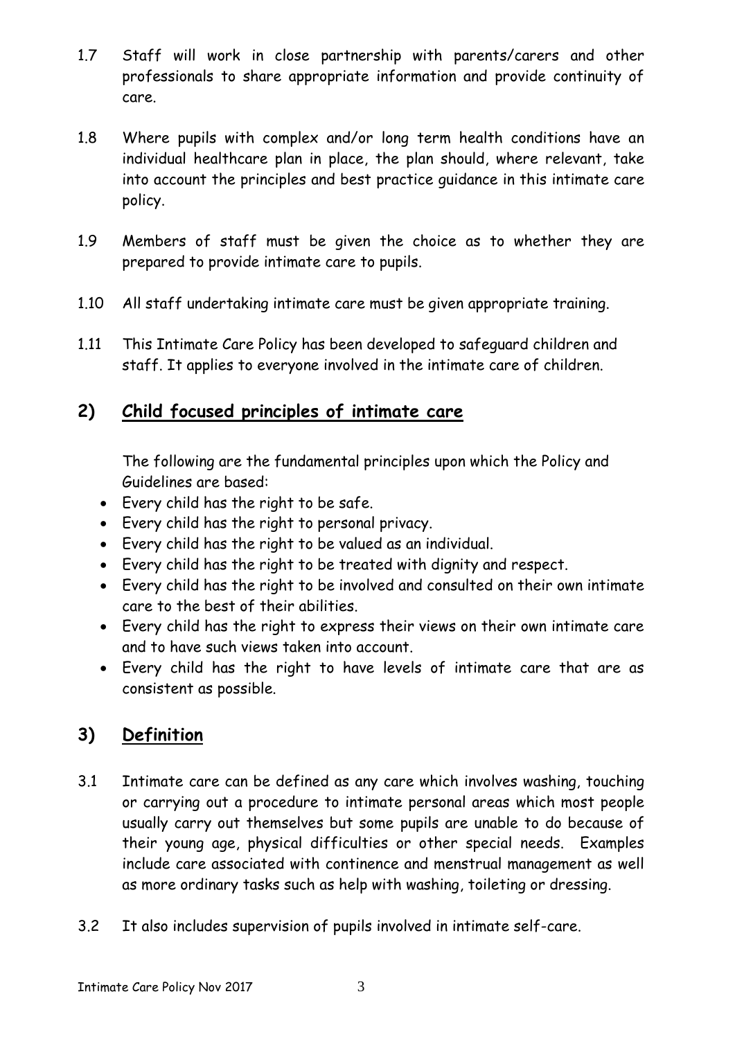1.7 Staff will work in close partnership with parents/carers and other professionals to share appropriate information and provide continuity of care.

1.8 Where pupils with complex and/or long term health conditions have an individual healthcare plan in place, the plan should, where relevant, take into account the principles and best practice guidance in this intimate care policy.

1.9 Members of staff must be given the choice as to whether they are prepared to provide intimate care to pupils.

1.10 All staff undertaking intimate care must be given appropriate training.

1.11 This Intimate Care Policy has been developed to safeguard children and staff. It applies to everyone involved in the intimate care of children.

## 2) <u>Child focused principles of intimate care</u>

The following are the fundamental principles upon which the Policy and Guidelines are based:

- Every child has the right to be safe.
- Every child has the right to personal privacy.
- Every child has the right to be valued as an individual.
- Every child has the right to be treated with dignity and respect.
- Every child has the right to be involved and consulted on their own intimate care to the best of their abilities.
- Every child has the right to express their views on their own intimate care and to have such views taken into account.
- Every child has the right to have levels of intimate care that are as consistent as possible.

## 3) <u>Definition</u>

3.1 Intimate care can be defined as any care which involves washing, touching or carrying out a procedure to intimate personal areas which most people usually carry out themselves but some pupils are unable to do because of their young age, physical difficulties or other special needs. Examples include care associated with continence and menstrual management as well as more ordinary tasks such as help with washing, toileting or dressing.

3.2 It also includes supervision of pupils involved in intimate self-care.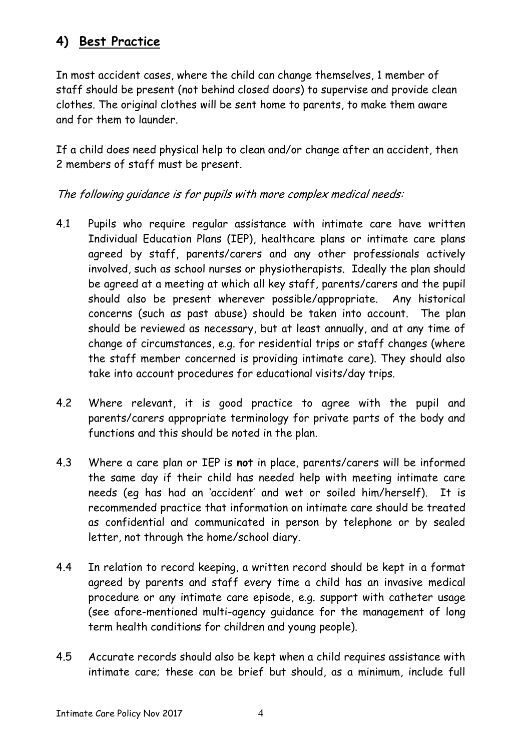## 4) Best Practice

In most accident cases, where the child can change themselves, 1 member of staff should be present (not behind closed doors) to supervise and provide clean clothes. The original clothes will be sent home to parents, to make them aware and for them to launder.

If a child does need physical help to clean and/or change after an accident, then 2 members of staff must be present.

*The following guidance is for pupils with more complex medical needs:*

4.1 Pupils who require regular assistance with intimate care have written Individual Education Plans (IEP), healthcare plans or intimate care plans agreed by staff, parents/carers and any other professionals actively involved, such as school nurses or physiotherapists. Ideally the plan should be agreed at a meeting at which all key staff, parents/carers and the pupil should also be present wherever possible/appropriate. Any historical concerns (such as past abuse) should be taken into account. The plan should be reviewed as necessary, but at least annually, and at any time of change of circumstances, e.g. for residential trips or staff changes (where the staff member concerned is providing intimate care). They should also take into account procedures for educational visits/day trips.

4.2 Where relevant, it is good practice to agree with the pupil and parents/carers appropriate terminology for private parts of the body and functions and this should be noted in the plan.

4.3 Where a care plan or IEP is **not** in place, parents/carers will be informed the same day if their child has needed help with meeting intimate care needs (eg has had an 'accident' and wet or soiled him/herself). It is recommended practice that information on intimate care should be treated as confidential and communicated in person by telephone or by sealed letter, not through the home/school diary.

4.4 In relation to record keeping, a written record should be kept in a format agreed by parents and staff every time a child has an invasive medical procedure or any intimate care episode, e.g. support with catheter usage (see afore-mentioned multi-agency guidance for the management of long term health conditions for children and young people).

4.5 Accurate records should also be kept when a child requires assistance with intimate care; these can be brief but should, as a minimum, include full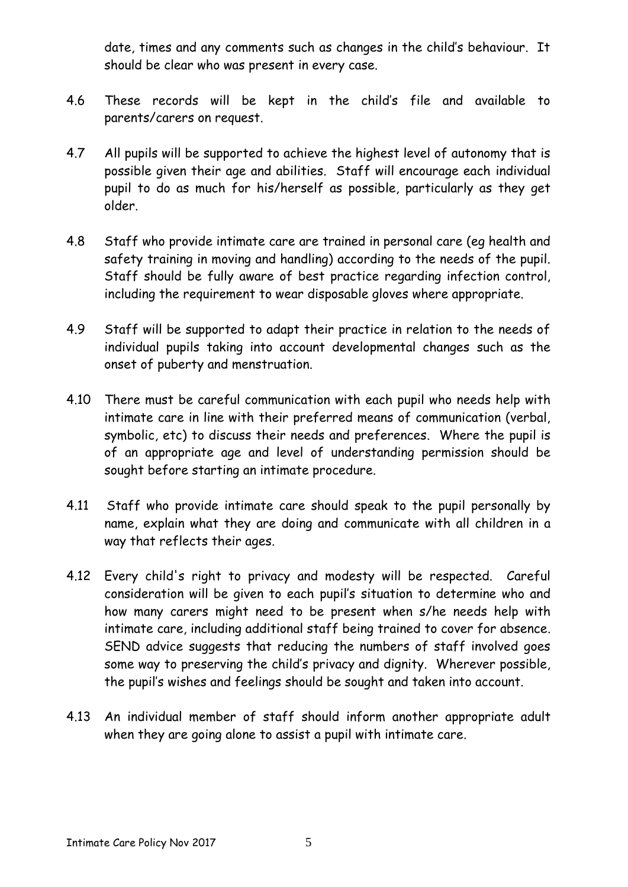date, times and any comments such as changes in the child's behaviour. It should be clear who was present in every case.

4.6 These records will be kept in the child's file and available to parents/carers on request.

4.7 All pupils will be supported to achieve the highest level of autonomy that is possible given their age and abilities. Staff will encourage each individual pupil to do as much for his/herself as possible, particularly as they get older.

4.8 Staff who provide intimate care are trained in personal care (eg health and safety training in moving and handling) according to the needs of the pupil. Staff should be fully aware of best practice regarding infection control, including the requirement to wear disposable gloves where appropriate.

4.9 Staff will be supported to adapt their practice in relation to the needs of individual pupils taking into account developmental changes such as the onset of puberty and menstruation.

4.10 There must be careful communication with each pupil who needs help with intimate care in line with their preferred means of communication (verbal, symbolic, etc) to discuss their needs and preferences. Where the pupil is of an appropriate age and level of understanding permission should be sought before starting an intimate procedure.

4.11 Staff who provide intimate care should speak to the pupil personally by name, explain what they are doing and communicate with all children in a way that reflects their ages.

4.12 Every child's right to privacy and modesty will be respected. Careful consideration will be given to each pupil's situation to determine who and how many carers might need to be present when s/he needs help with intimate care, including additional staff being trained to cover for absence. SEND advice suggests that reducing the numbers of staff involved goes some way to preserving the child's privacy and dignity. Wherever possible, the pupil's wishes and feelings should be sought and taken into account.

4.13 An individual member of staff should inform another appropriate adult when they are going alone to assist a pupil with intimate care.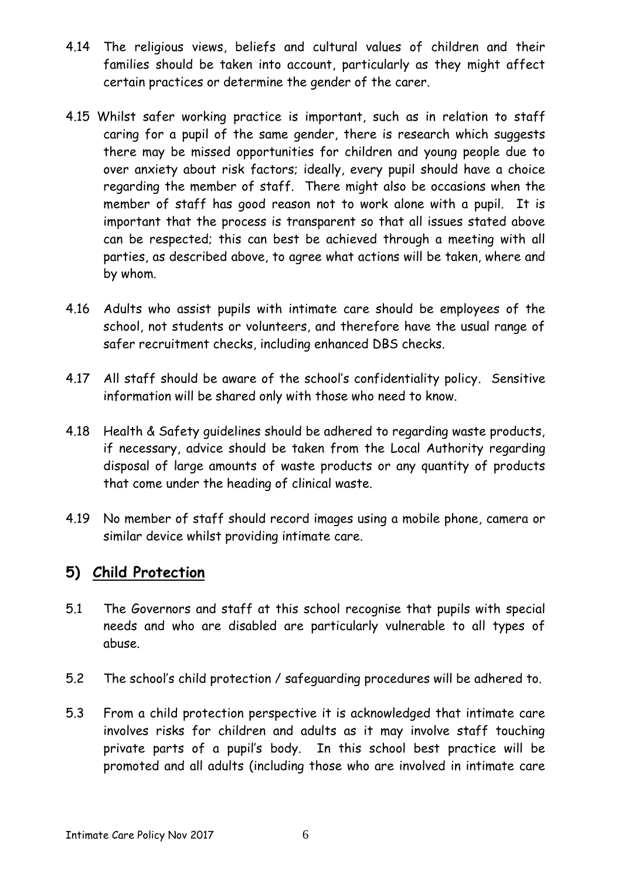4.14 The religious views, beliefs and cultural values of children and their families should be taken into account, particularly as they might affect certain practices or determine the gender of the carer.

4.15 Whilst safer working practice is important, such as in relation to staff caring for a pupil of the same gender, there is research which suggests there may be missed opportunities for children and young people due to over anxiety about risk factors; ideally, every pupil should have a choice regarding the member of staff. There might also be occasions when the member of staff has good reason not to work alone with a pupil. It is important that the process is transparent so that all issues stated above can be respected; this can best be achieved through a meeting with all parties, as described above, to agree what actions will be taken, where and by whom.

4.16 Adults who assist pupils with intimate care should be employees of the school, not students or volunteers, and therefore have the usual range of safer recruitment checks, including enhanced DBS checks.

4.17 All staff should be aware of the school's confidentiality policy. Sensitive information will be shared only with those who need to know.

4.18 Health & Safety guidelines should be adhered to regarding waste products, if necessary, advice should be taken from the Local Authority regarding disposal of large amounts of waste products or any quantity of products that come under the heading of clinical waste.

4.19 No member of staff should record images using a mobile phone, camera or similar device whilst providing intimate care.

## 5) <u>Child Protection</u>

5.1 The Governors and staff at this school recognise that pupils with special needs and who are disabled are particularly vulnerable to all types of abuse.

5.2 The school's child protection / safeguarding procedures will be adhered to.

5.3 From a child protection perspective it is acknowledged that intimate care involves risks for children and adults as it may involve staff touching private parts of a pupil's body. In this school best practice will be promoted and all adults (including those who are involved in intimate care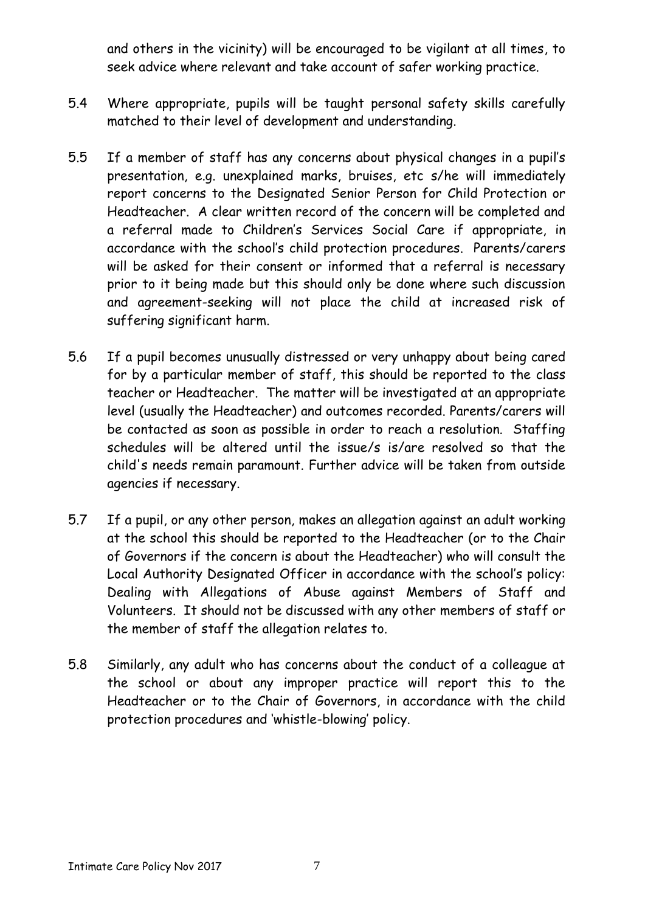and others in the vicinity) will be encouraged to be vigilant at all times, to seek advice where relevant and take account of safer working practice.

5.4 Where appropriate, pupils will be taught personal safety skills carefully matched to their level of development and understanding.

5.5 If a member of staff has any concerns about physical changes in a pupil's presentation, e.g. unexplained marks, bruises, etc s/he will immediately report concerns to the Designated Senior Person for Child Protection or Headteacher. A clear written record of the concern will be completed and a referral made to Children's Services Social Care if appropriate, in accordance with the school's child protection procedures. Parents/carers will be asked for their consent or informed that a referral is necessary prior to it being made but this should only be done where such discussion and agreement-seeking will not place the child at increased risk of suffering significant harm.

5.6 If a pupil becomes unusually distressed or very unhappy about being cared for by a particular member of staff, this should be reported to the class teacher or Headteacher. The matter will be investigated at an appropriate level (usually the Headteacher) and outcomes recorded. Parents/carers will be contacted as soon as possible in order to reach a resolution. Staffing schedules will be altered until the issue/s is/are resolved so that the child's needs remain paramount. Further advice will be taken from outside agencies if necessary.

5.7 If a pupil, or any other person, makes an allegation against an adult working at the school this should be reported to the Headteacher (or to the Chair of Governors if the concern is about the Headteacher) who will consult the Local Authority Designated Officer in accordance with the school's policy: Dealing with Allegations of Abuse against Members of Staff and Volunteers. It should not be discussed with any other members of staff or the member of staff the allegation relates to.

5.8 Similarly, any adult who has concerns about the conduct of a colleague at the school or about any improper practice will report this to the Headteacher or to the Chair of Governors, in accordance with the child protection procedures and 'whistle-blowing' policy.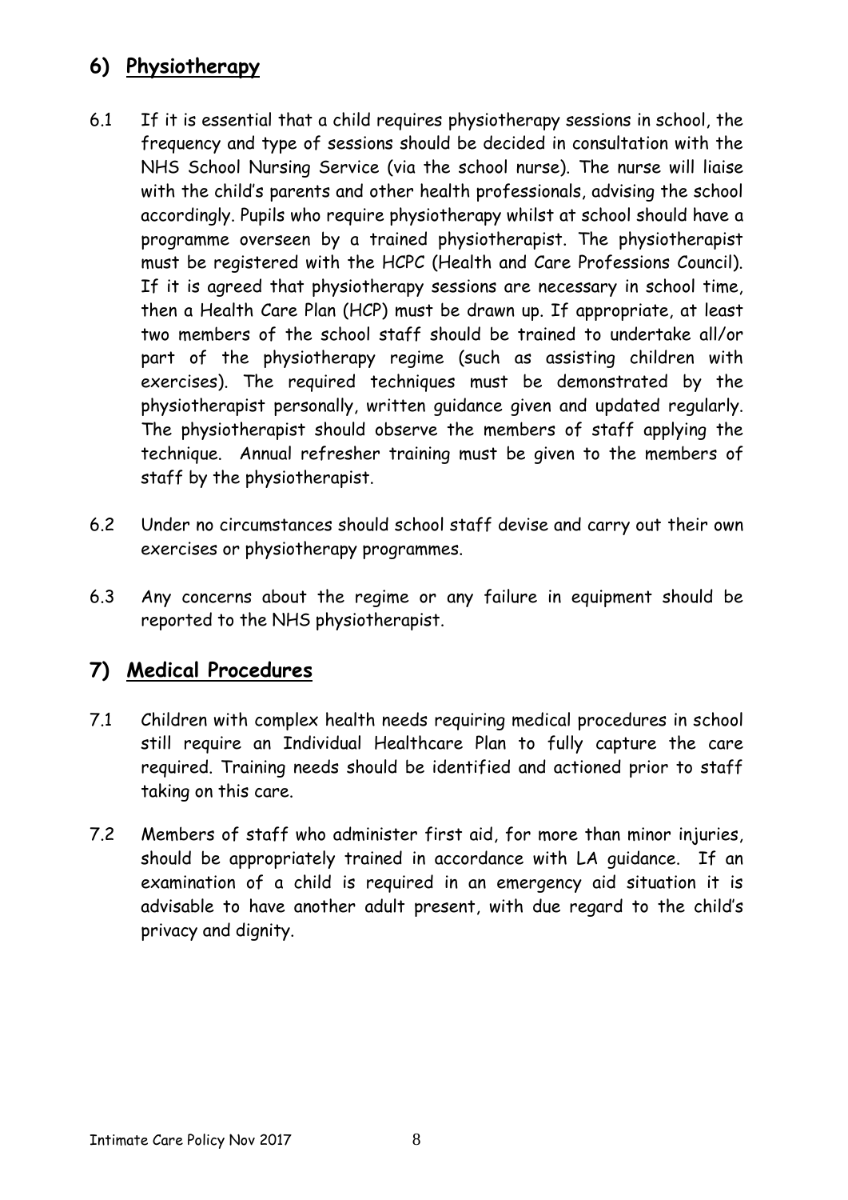## 6) Physiotherapy

6.1 If it is essential that a child requires physiotherapy sessions in school, the frequency and type of sessions should be decided in consultation with the NHS School Nursing Service (via the school nurse). The nurse will liaise with the child's parents and other health professionals, advising the school accordingly. Pupils who require physiotherapy whilst at school should have a programme overseen by a trained physiotherapist. The physiotherapist must be registered with the HCPC (Health and Care Professions Council). If it is agreed that physiotherapy sessions are necessary in school time, then a Health Care Plan (HCP) must be drawn up. If appropriate, at least two members of the school staff should be trained to undertake all/or part of the physiotherapy regime (such as assisting children with exercises). The required techniques must be demonstrated by the physiotherapist personally, written guidance given and updated regularly. The physiotherapist should observe the members of staff applying the technique. Annual refresher training must be given to the members of staff by the physiotherapist.

6.2 Under no circumstances should school staff devise and carry out their own exercises or physiotherapy programmes.

6.3 Any concerns about the regime or any failure in equipment should be reported to the NHS physiotherapist.

## 7) Medical Procedures

7.1 Children with complex health needs requiring medical procedures in school still require an Individual Healthcare Plan to fully capture the care required. Training needs should be identified and actioned prior to staff taking on this care.

7.2 Members of staff who administer first aid, for more than minor injuries, should be appropriately trained in accordance with LA guidance. If an examination of a child is required in an emergency aid situation it is advisable to have another adult present, with due regard to the child's privacy and dignity.